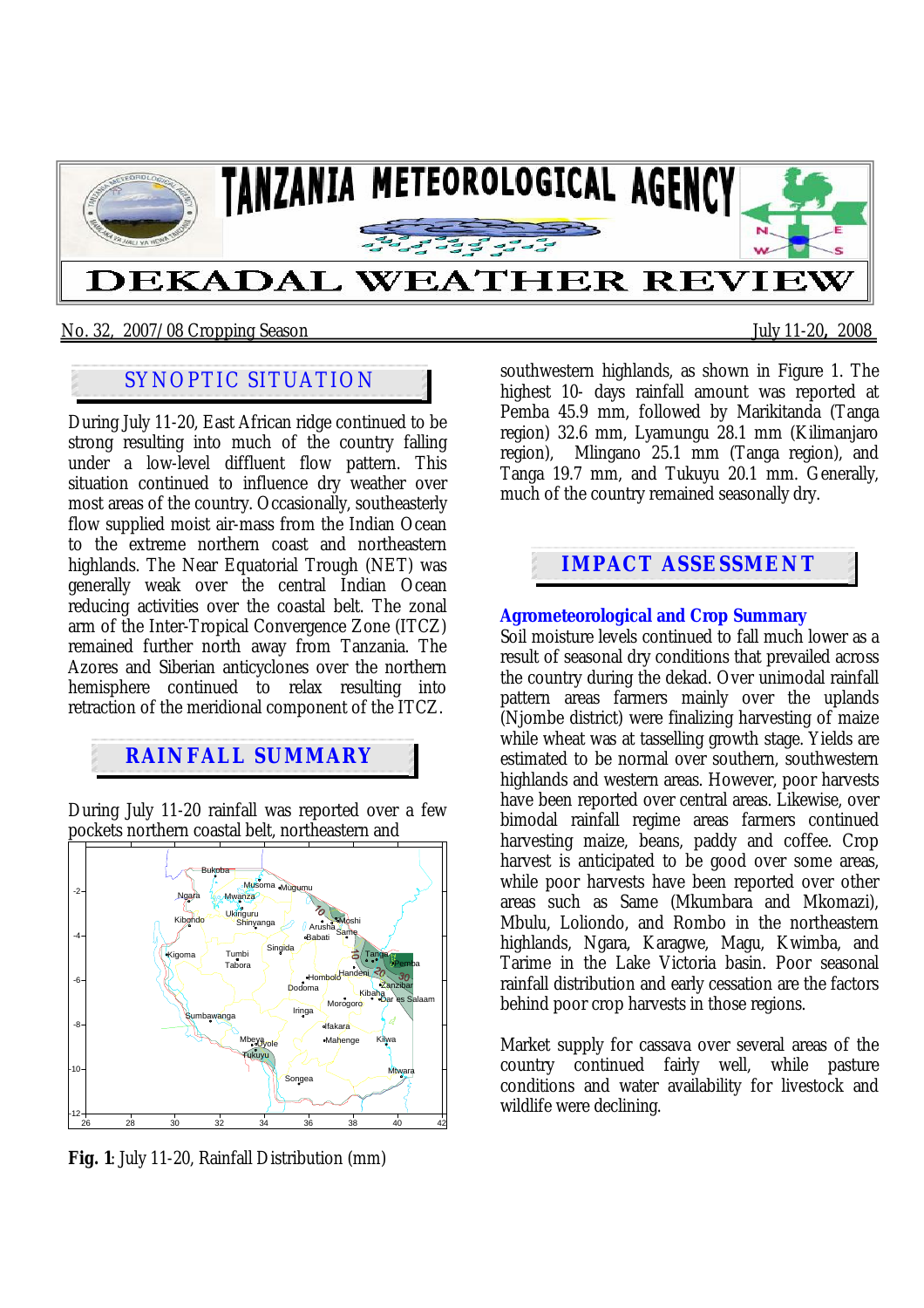# TANZANIA METEOROLOGICAL AGENCY

# DEKADAL WEATHER REVIEW

No. 32, 2007/08 Cropping Season — July 11-20, 2008

## SYNOPTIC SITUATION

During July 11-20, East African ridge continued to be strong resulting into much of the country falling under a low-level diffluent flow pattern. This situation continued to influence dry weather over most areas of the country. Occasionally, southeasterly flow supplied moist air-mass from the Indian Ocean to the extreme northern coast and northeastern highlands. The Near Equatorial Trough (NET) was generally weak over the central Indian Ocean reducing activities over the coastal belt. The zonal arm of the Inter-Tropical Convergence Zone (ITCZ) remained further north away from Tanzania. The Azores and Siberian anticyclones over the northern hemisphere continued to relax resulting into retraction of the meridional component of the ITCZ.

## RAINFALL SUMMARY

During July 11-20 rainfall was reported over a few pockets northern coastal belt, northeastern and

Bukoba
Musoma
Mugumu
Ngara
Mwanza
Kibondo
Ukiriguru
Shinyanga
Moshi
Arusha
Same
Babati
Singida
Kigoma
Tumbi
Tabora
Tanga
Pemba
Handeni
Hombolo
Dodoma
Zanzibar
Kibaha
Dar es Salaam
Morogoro
Iringa
Sumbawanga
Ifakara
Mahenge
Kilwa
Mbeya
Uyole
Tukuyu
Mtwara
Songea
10
20
30
-2
-4
-6
-8
-10
-12
26
28
30
32
34
36
38
40
42

**Fig. 1**: July 11-20, Rainfall Distribution (mm)

southwestern highlands, as shown in Figure 1. The highest 10- days rainfall amount was reported at Pemba 45.9 mm, followed by Marikitanda (Tanga region) 32.6 mm, Lyamungu 28.1 mm (Kilimanjaro region), Mlingano 25.1 mm (Tanga region), and Tanga 19.7 mm, and Tukuyu 20.1 mm. Generally, much of the country remained seasonally dry.

## IMPACT ASSESSMENT

### Agrometeorological and Crop Summary

Soil moisture levels continued to fall much lower as a result of seasonal dry conditions that prevailed across the country during the dekad. Over unimodal rainfall pattern areas farmers mainly over the uplands (Njombe district) were finalizing harvesting of maize while wheat was at tasselling growth stage. Yields are estimated to be normal over southern, southwestern highlands and western areas. However, poor harvests have been reported over central areas. Likewise, over bimodal rainfall regime areas farmers continued harvesting maize, beans, paddy and coffee. Crop harvest is anticipated to be good over some areas, while poor harvests have been reported over other areas such as Same (Mkumbara and Mkomazi), Mbulu, Loliondo, and Rombo in the northeastern highlands, Ngara, Karagwe, Magu, Kwimba, and Tarime in the Lake Victoria basin. Poor seasonal rainfall distribution and early cessation are the factors behind poor crop harvests in those regions.

Market supply for cassava over several areas of the country continued fairly well, while pasture conditions and water availability for livestock and wildlife were declining.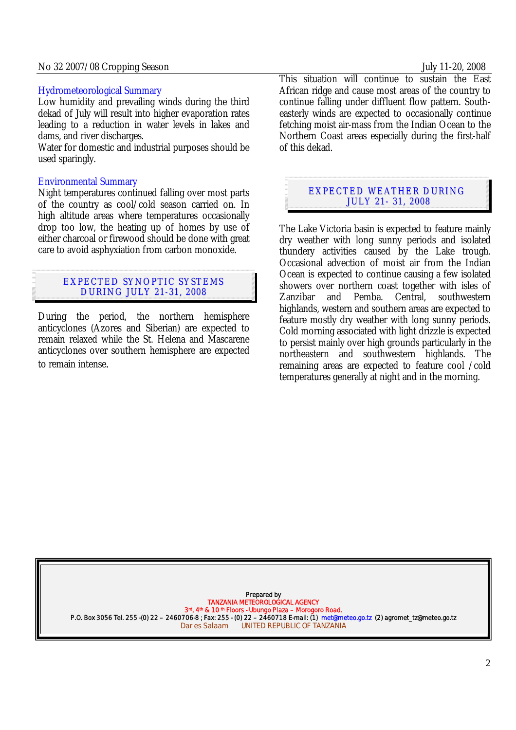## Hydrometeorological Summary

Low humidity and prevailing winds during the third dekad of July will result into higher evaporation rates leading to a reduction in water levels in lakes and dams, and river discharges.

Water for domestic and industrial purposes should be used sparingly.

## Environmental Summary

Night temperatures continued falling over most parts of the country as cool/cold season carried on. In high altitude areas where temperatures occasionally drop too low, the heating up of homes by use of either charcoal or firewood should be done with great care to avoid asphyxiation from carbon monoxide.

## EXPECTED SYNOPTIC SYSTEMS DURING JULY 21-31, 2008

During the period, the northern hemisphere anticyclones (Azores and Siberian) are expected to remain relaxed while the St. Helena and Mascarene anticyclones over southern hemisphere are expected to remain intense.

This situation will continue to sustain the East African ridge and cause most areas of the country to continue falling under diffluent flow pattern. South-easterly winds are expected to occasionally continue fetching moist air-mass from the Indian Ocean to the Northern Coast areas especially during the first-half of this dekad.

## EXPECTED WEATHER DURING JULY 21- 31, 2008

The Lake Victoria basin is expected to feature mainly dry weather with long sunny periods and isolated thundery activities caused by the Lake trough. Occasional advection of moist air from the Indian Ocean is expected to continue causing a few isolated showers over northern coast together with isles of Zanzibar and Pemba. Central, southwestern highlands, western and southern areas are expected to feature mostly dry weather with long sunny periods. Cold morning associated with light drizzle is expected to persist mainly over high grounds particularly in the northeastern and southwestern highlands. The remaining areas are expected to feature cool /cold temperatures generally at night and in the morning.

Prepared by
TANZANIA METEOROLOGICAL AGENCY
3rd, 4th & 10th Floors - Ubungo Plaza – Morogoro Road.
P.O. Box 3056 Tel. 255 -(0) 22 – 2460706-8 ; Fax: 255 - (0) 22 – 2460718 E-mail: (1) met@meteo.go.tz (2) agromet_tz@meteo.go.tz
Dar es Salaam UNITED REPUBLIC OF TANZANIA